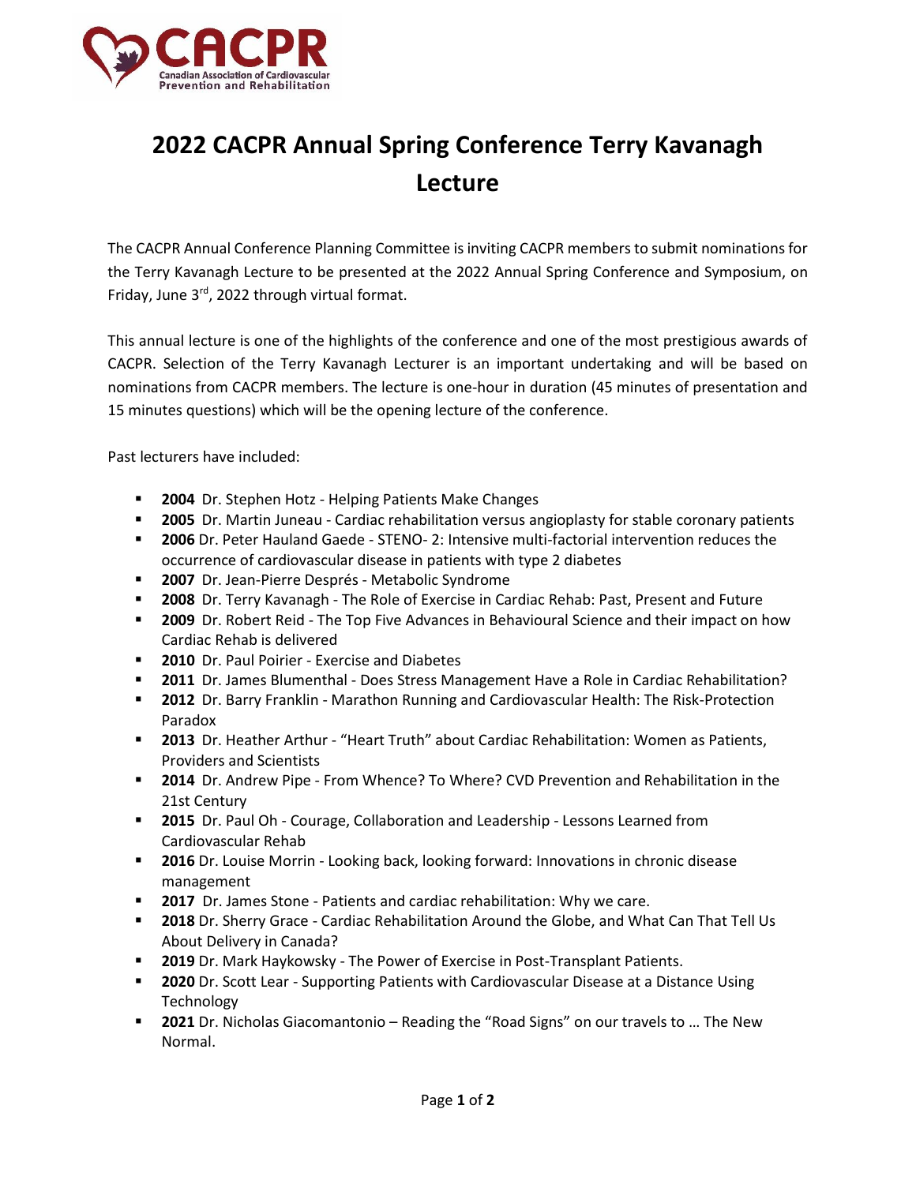# 2022 CACPR Annual Spring Conference Terry Kavanagh Lecture

The CACPR Annual Conference Planning Committee is inviting CACPR members to submit nominations for the Terry Kavanagh Lecture to be presented at the 2022 Annual Spring Conference and Symposium, on Friday, June 3rd, 2022 through virtual format.

This annual lecture is one of the highlights of the conference and one of the most prestigious awards of CACPR. Selection of the Terry Kavanagh Lecturer is an important undertaking and will be based on nominations from CACPR members. The lecture is one-hour in duration (45 minutes of presentation and 15 minutes questions) which will be the opening lecture of the conference.

Past lecturers have included:

- **2004** Dr. Stephen Hotz - Helping Patients Make Changes
- **2005** Dr. Martin Juneau - Cardiac rehabilitation versus angioplasty for stable coronary patients
- **2006** Dr. Peter Hauland Gaede - STENO- 2: Intensive multi-factorial intervention reduces the occurrence of cardiovascular disease in patients with type 2 diabetes
- **2007** Dr. Jean-Pierre Després - Metabolic Syndrome
- **2008** Dr. Terry Kavanagh - The Role of Exercise in Cardiac Rehab: Past, Present and Future
- **2009** Dr. Robert Reid - The Top Five Advances in Behavioural Science and their impact on how Cardiac Rehab is delivered
- **2010** Dr. Paul Poirier - Exercise and Diabetes
- **2011** Dr. James Blumenthal - Does Stress Management Have a Role in Cardiac Rehabilitation?
- **2012** Dr. Barry Franklin - Marathon Running and Cardiovascular Health: The Risk-Protection Paradox
- **2013** Dr. Heather Arthur - "Heart Truth" about Cardiac Rehabilitation: Women as Patients, Providers and Scientists
- **2014** Dr. Andrew Pipe - From Whence? To Where? CVD Prevention and Rehabilitation in the 21st Century
- **2015** Dr. Paul Oh - Courage, Collaboration and Leadership - Lessons Learned from Cardiovascular Rehab
- **2016** Dr. Louise Morrin - Looking back, looking forward: Innovations in chronic disease management
- **2017** Dr. James Stone - Patients and cardiac rehabilitation: Why we care.
- **2018** Dr. Sherry Grace - Cardiac Rehabilitation Around the Globe, and What Can That Tell Us About Delivery in Canada?
- **2019** Dr. Mark Haykowsky - The Power of Exercise in Post-Transplant Patients.
- **2020** Dr. Scott Lear - Supporting Patients with Cardiovascular Disease at a Distance Using Technology
- **2021** Dr. Nicholas Giacomantonio – Reading the "Road Signs" on our travels to … The New Normal.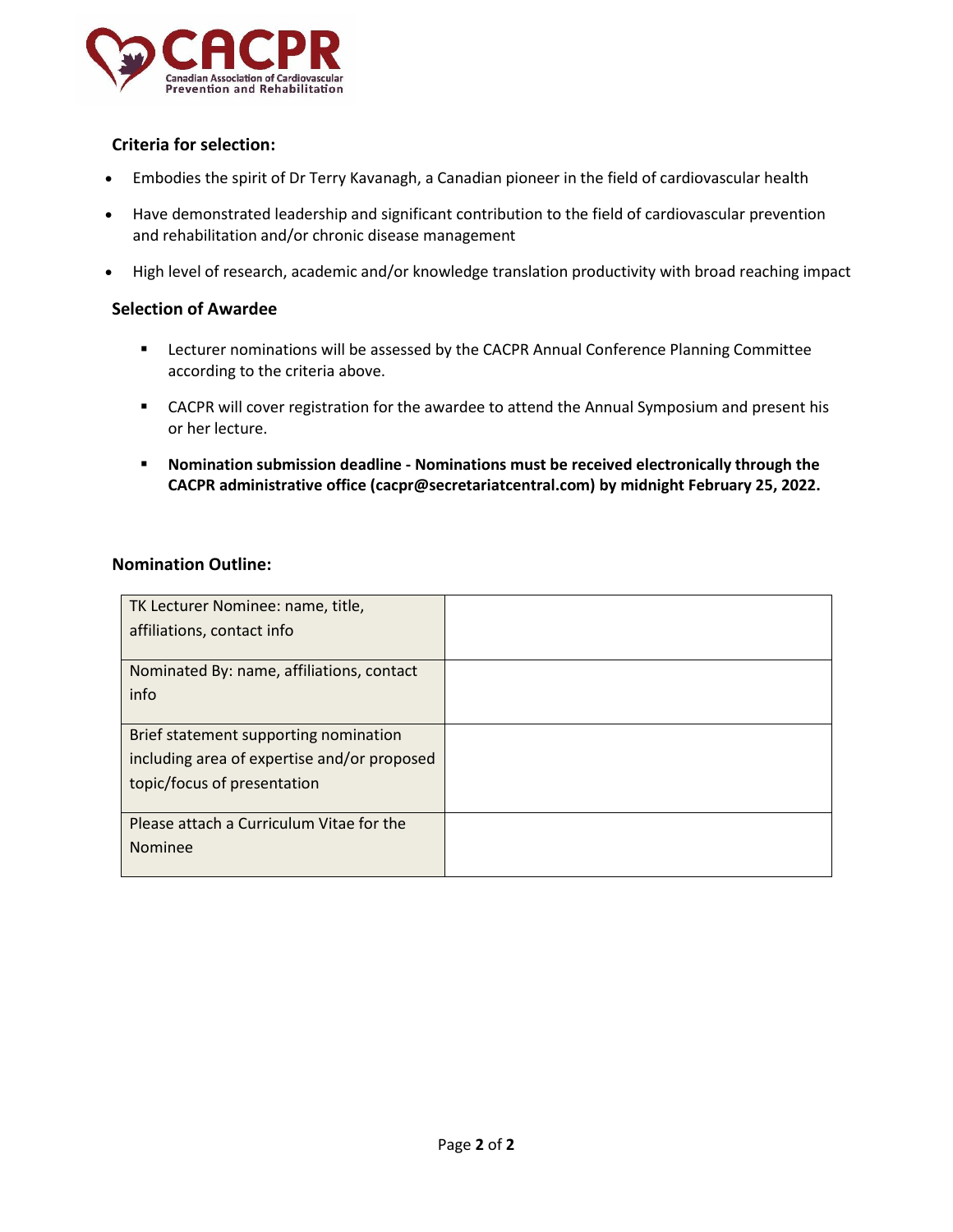### Criteria for selection:

- Embodies the spirit of Dr Terry Kavanagh, a Canadian pioneer in the field of cardiovascular health
- Have demonstrated leadership and significant contribution to the field of cardiovascular prevention and rehabilitation and/or chronic disease management
- High level of research, academic and/or knowledge translation productivity with broad reaching impact

### Selection of Awardee

- Lecturer nominations will be assessed by the CACPR Annual Conference Planning Committee according to the criteria above.
- CACPR will cover registration for the awardee to attend the Annual Symposium and present his or her lecture.
- **Nomination submission deadline - Nominations must be received electronically through the CACPR administrative office (cacpr@secretariatcentral.com) by midnight February 25, 2022.**

### Nomination Outline:

| | |
|---|---|
| TK Lecturer Nominee: name, title, affiliations, contact info | |
| Nominated By: name, affiliations, contact info | |
| Brief statement supporting nomination including area of expertise and/or proposed topic/focus of presentation | |
| Please attach a Curriculum Vitae for the Nominee | |